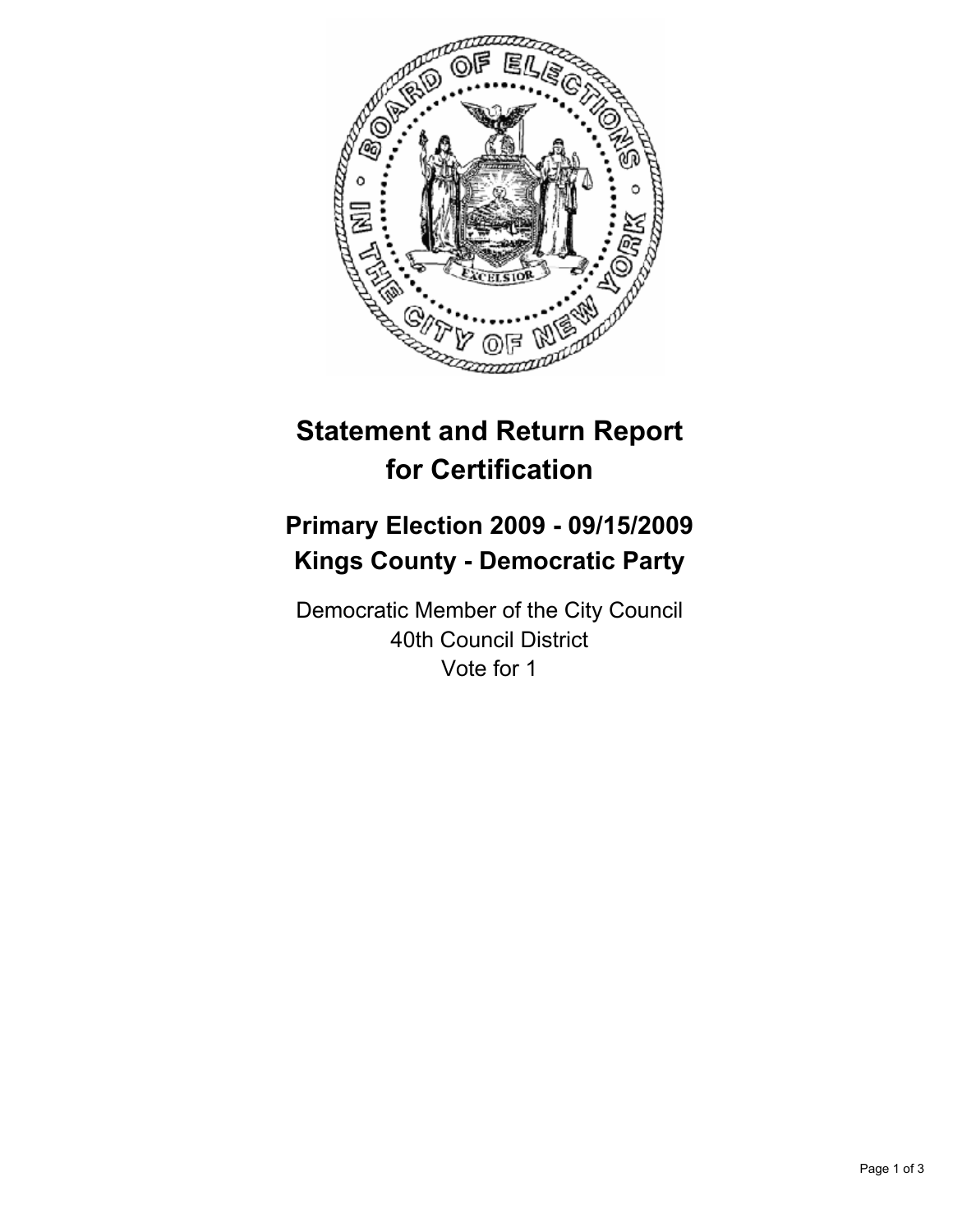# Statement and Return Report for Certification

## Primary Election 2009 - 09/15/2009
## Kings County - Democratic Party

Democratic Member of the City Council
40th Council District
Vote for 1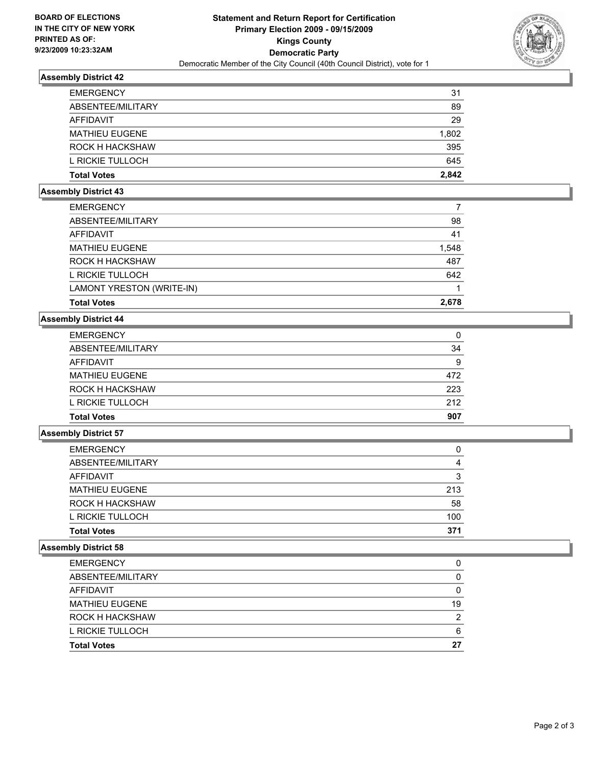**BOARD OF ELECTIONS IN THE CITY OF NEW YORK PRINTED AS OF: 9/23/2009 10:23:32AM**

# Statement and Return Report for Certification
## Primary Election 2009 - 09/15/2009
## Kings County
## Democratic Party
Democratic Member of the City Council (40th Council District), vote for 1

### Assembly District 42

| | |
|---|---|
| EMERGENCY | 31 |
| ABSENTEE/MILITARY | 89 |
| AFFIDAVIT | 29 |
| MATHIEU EUGENE | 1,802 |
| ROCK H HACKSHAW | 395 |
| L RICKIE TULLOCH | 645 |
| **Total Votes** | **2,842** |

### Assembly District 43

| | |
|---|---|
| EMERGENCY | 7 |
| ABSENTEE/MILITARY | 98 |
| AFFIDAVIT | 41 |
| MATHIEU EUGENE | 1,548 |
| ROCK H HACKSHAW | 487 |
| L RICKIE TULLOCH | 642 |
| LAMONT YRESTON (WRITE-IN) | 1 |
| **Total Votes** | **2,678** |

### Assembly District 44

| | |
|---|---|
| EMERGENCY | 0 |
| ABSENTEE/MILITARY | 34 |
| AFFIDAVIT | 9 |
| MATHIEU EUGENE | 472 |
| ROCK H HACKSHAW | 223 |
| L RICKIE TULLOCH | 212 |
| **Total Votes** | **907** |

### Assembly District 57

| | |
|---|---|
| EMERGENCY | 0 |
| ABSENTEE/MILITARY | 4 |
| AFFIDAVIT | 3 |
| MATHIEU EUGENE | 213 |
| ROCK H HACKSHAW | 58 |
| L RICKIE TULLOCH | 100 |
| **Total Votes** | **371** |

### Assembly District 58

| | |
|---|---|
| EMERGENCY | 0 |
| ABSENTEE/MILITARY | 0 |
| AFFIDAVIT | 0 |
| MATHIEU EUGENE | 19 |
| ROCK H HACKSHAW | 2 |
| L RICKIE TULLOCH | 6 |
| **Total Votes** | **27** |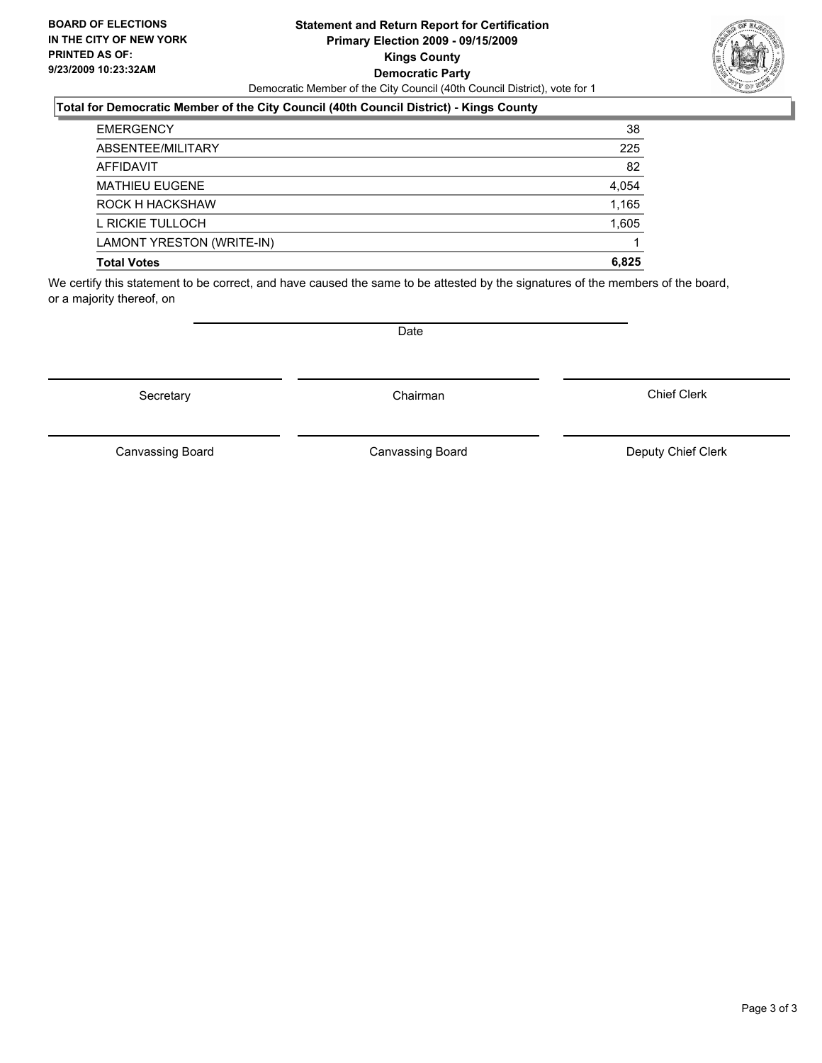**BOARD OF ELECTIONS IN THE CITY OF NEW YORK PRINTED AS OF: 9/23/2009 10:23:32AM**

# Statement and Return Report for Certification Primary Election 2009 - 09/15/2009 Kings County Democratic Party

Democratic Member of the City Council (40th Council District), vote for 1

## Total for Democratic Member of the City Council (40th Council District) - Kings County

| | |
|---|---|
| EMERGENCY | 38 |
| ABSENTEE/MILITARY | 225 |
| AFFIDAVIT | 82 |
| MATHIEU EUGENE | 4,054 |
| ROCK H HACKSHAW | 1,165 |
| L RICKIE TULLOCH | 1,605 |
| LAMONT YRESTON (WRITE-IN) | 1 |
| **Total Votes** | **6,825** |

We certify this statement to be correct, and have caused the same to be attested by the signatures of the members of the board, or a majority thereof, on

Date

Secretary

Chairman

Chief Clerk

Canvassing Board

Canvassing Board

Deputy Chief Clerk